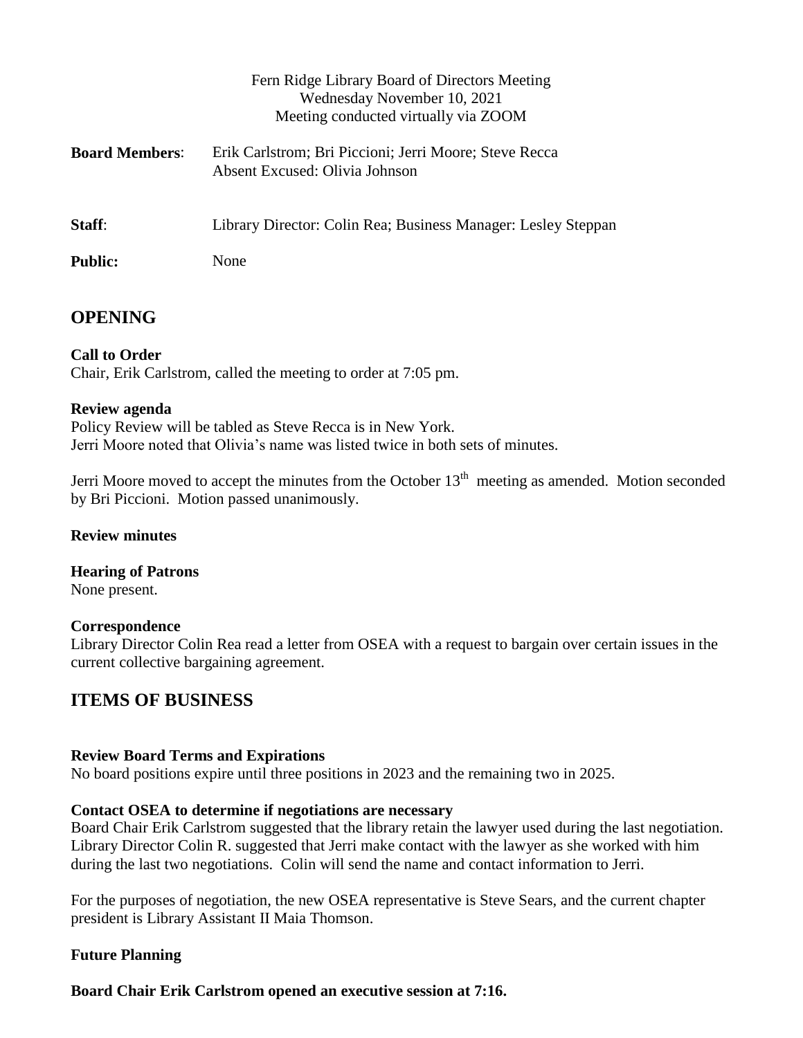Fern Ridge Library Board of Directors Meeting
Wednesday November 10, 2021
Meeting conducted virtually via ZOOM

**Board Members**: Erik Carlstrom; Bri Piccioni; Jerri Moore; Steve Recca
Absent Excused: Olivia Johnson

**Staff**: Library Director: Colin Rea; Business Manager: Lesley Steppan

**Public:** None

# OPENING

**Call to Order**
Chair, Erik Carlstrom, called the meeting to order at 7:05 pm.

**Review agenda**
Policy Review will be tabled as Steve Recca is in New York.
Jerri Moore noted that Olivia's name was listed twice in both sets of minutes.

Jerri Moore moved to accept the minutes from the October 13th meeting as amended. Motion seconded by Bri Piccioni. Motion passed unanimously.

**Review minutes**

**Hearing of Patrons**
None present.

**Correspondence**
Library Director Colin Rea read a letter from OSEA with a request to bargain over certain issues in the current collective bargaining agreement.

# ITEMS OF BUSINESS

**Review Board Terms and Expirations**
No board positions expire until three positions in 2023 and the remaining two in 2025.

**Contact OSEA to determine if negotiations are necessary**
Board Chair Erik Carlstrom suggested that the library retain the lawyer used during the last negotiation. Library Director Colin R. suggested that Jerri make contact with the lawyer as she worked with him during the last two negotiations. Colin will send the name and contact information to Jerri.

For the purposes of negotiation, the new OSEA representative is Steve Sears, and the current chapter president is Library Assistant II Maia Thomson.

**Future Planning**

**Board Chair Erik Carlstrom opened an executive session at 7:16.**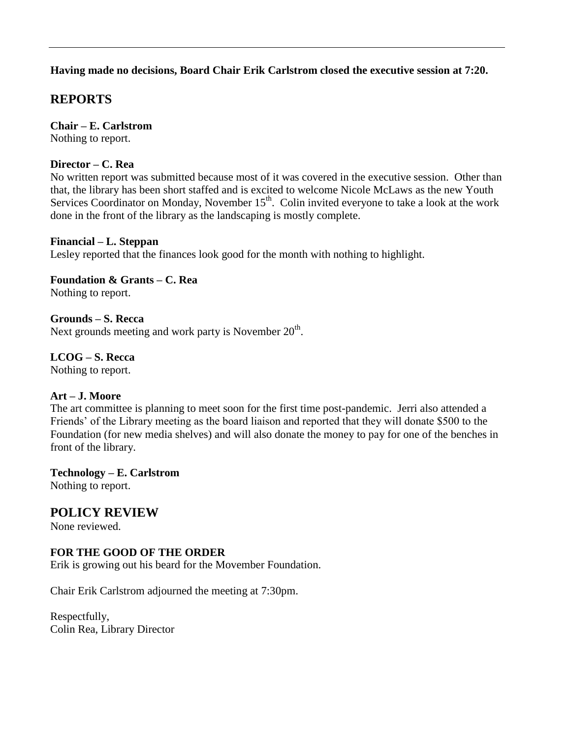**Having made no decisions, Board Chair Erik Carlstrom closed the executive session at 7:20.**

## REPORTS

**Chair – E. Carlstrom**
Nothing to report.

**Director – C. Rea**
No written report was submitted because most of it was covered in the executive session. Other than that, the library has been short staffed and is excited to welcome Nicole McLaws as the new Youth Services Coordinator on Monday, November 15th. Colin invited everyone to take a look at the work done in the front of the library as the landscaping is mostly complete.

**Financial – L. Steppan**
Lesley reported that the finances look good for the month with nothing to highlight.

**Foundation & Grants – C. Rea**
Nothing to report.

**Grounds – S. Recca**
Next grounds meeting and work party is November 20th.

**LCOG – S. Recca**
Nothing to report.

**Art – J. Moore**
The art committee is planning to meet soon for the first time post-pandemic. Jerri also attended a Friends' of the Library meeting as the board liaison and reported that they will donate $500 to the Foundation (for new media shelves) and will also donate the money to pay for one of the benches in front of the library.

**Technology – E. Carlstrom**
Nothing to report.

## POLICY REVIEW

None reviewed.

**FOR THE GOOD OF THE ORDER**
Erik is growing out his beard for the Movember Foundation.

Chair Erik Carlstrom adjourned the meeting at 7:30pm.

Respectfully,
Colin Rea, Library Director